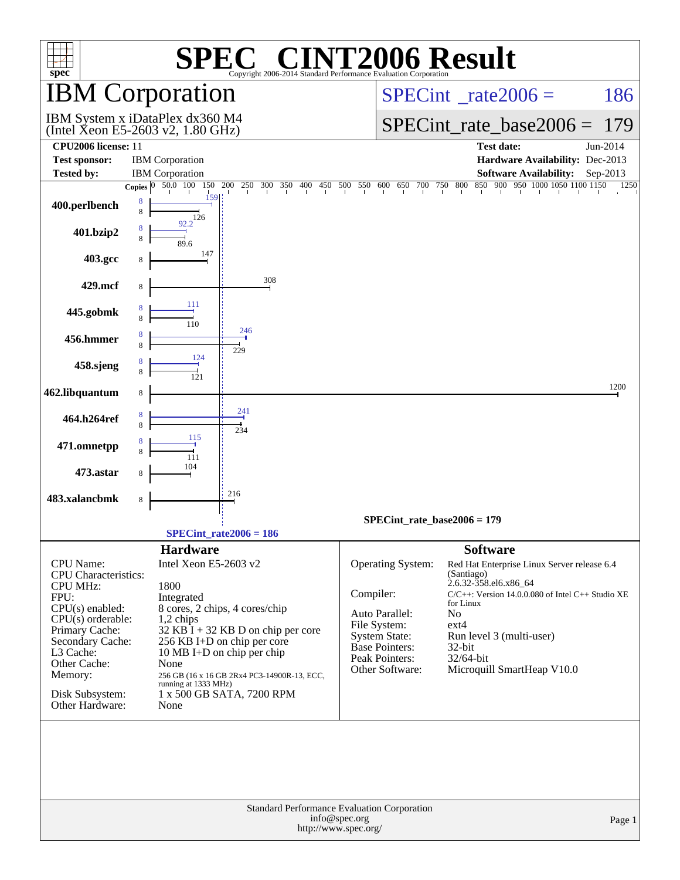# SPEC® CINT2006 Result

Copyright 2006-2014 Standard Performance Evaluation Corporation

## IBM Corporation

IBM System x iDataPlex dx360 M4
(Intel Xeon E5-2603 v2, 1.80 GHz)

SPECint_rate2006 = 186

SPECint_rate_base2006 = 179

| | | | |
|---|---|---|---|
| **CPU2006 license:** | 11 | **Test date:** | Jun-2014 |
| **Test sponsor:** | IBM Corporation | **Hardware Availability:** | Dec-2013 |
| **Tested by:** | IBM Corporation | **Software Availability:** | Sep-2013 |

| Benchmark | Copies | Peak | Base |
|---|---|---|---|
| 400.perlbench | 8 | 159 | 126 |
| 401.bzip2 | 8 | 92.2 | 89.6 |
| 403.gcc | 8 | | 147 |
| 429.mcf | 8 | | 308 |
| 445.gobmk | 8 | 111 | 110 |
| 456.hmmer | 8 | 246 | 229 |
| 458.sjeng | 8 | 124 | 121 |
| 462.libquantum | 8 | | 1200 |
| 464.h264ref | 8 | 241 | 234 |
| 471.omnetpp | 8 | 115 | 111 |
| 473.astar | 8 | | 104 |
| 483.xalancbmk | 8 | | 216 |

SPECint_rate_base2006 = 179

SPECint_rate2006 = 186

### Hardware

| | |
|---|---|
| CPU Name: | Intel Xeon E5-2603 v2 |
| CPU Characteristics: | |
| CPU MHz: | 1800 |
| FPU: | Integrated |
| CPU(s) enabled: | 8 cores, 2 chips, 4 cores/chip |
| CPU(s) orderable: | 1,2 chips |
| Primary Cache: | 32 KB I + 32 KB D on chip per core |
| Secondary Cache: | 256 KB I+D on chip per core |
| L3 Cache: | 10 MB I+D on chip per chip |
| Other Cache: | None |
| Memory: | 256 GB (16 x 16 GB 2Rx4 PC3-14900R-13, ECC, running at 1333 MHz) |
| Disk Subsystem: | 1 x 500 GB SATA, 7200 RPM |
| Other Hardware: | None |

### Software

| | |
|---|---|
| Operating System: | Red Hat Enterprise Linux Server release 6.4 (Santiago) 2.6.32-358.el6.x86_64 |
| Compiler: | C/C++: Version 14.0.0.080 of Intel C++ Studio XE for Linux |
| Auto Parallel: | No |
| File System: | ext4 |
| System State: | Run level 3 (multi-user) |
| Base Pointers: | 32-bit |
| Peak Pointers: | 32/64-bit |
| Other Software: | Microquill SmartHeap V10.0 |

Standard Performance Evaluation Corporation
info@spec.org
http://www.spec.org/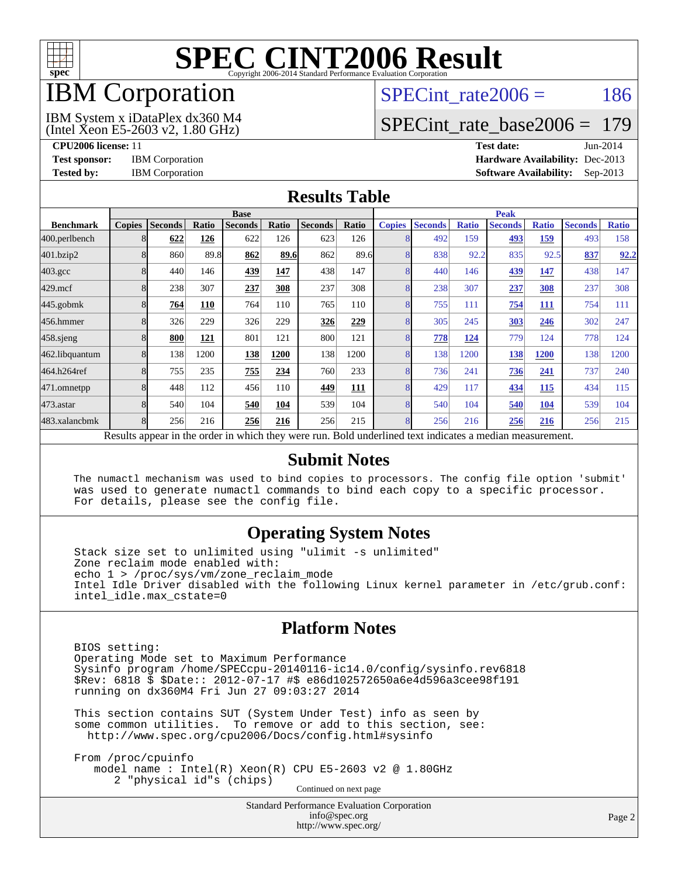# SPEC CINT2006 Result

Copyright 2006-2014 Standard Performance Evaluation Corporation

## IBM Corporation

IBM System x iDataPlex dx360 M4
(Intel Xeon E5-2603 v2, 1.80 GHz)

SPECint_rate2006 = 186

SPECint_rate_base2006 = 179

**CPU2006 license:** 11
**Test sponsor:** IBM Corporation
**Tested by:** IBM Corporation

**Test date:** Jun-2014
**Hardware Availability:** Dec-2013
**Software Availability:** Sep-2013

## Results Table

| Benchmark | Base | | | | | | | Peak | | | | | | |
|---|---|---|---|---|---|---|---|---|---|---|---|---|---|---|
| | Copies | Seconds | Ratio | Seconds | Ratio | Seconds | Ratio | Copies | Seconds | Ratio | Seconds | Ratio | Seconds | Ratio |
| 400.perlbench | 8 | **622** | **126** | 622 | 126 | 623 | 126 | 8 | 492 | 159 | **493** | **159** | 493 | 158 |
| 401.bzip2 | 8 | 860 | 89.8 | **862** | **89.6** | 862 | 89.6 | 8 | 838 | 92.2 | 835 | 92.5 | **837** | **92.2** |
| 403.gcc | 8 | 440 | 146 | **439** | **147** | 438 | 147 | 8 | 440 | 146 | **439** | **147** | 438 | 147 |
| 429.mcf | 8 | 238 | 307 | **237** | **308** | 237 | 308 | 8 | 238 | 307 | **237** | **308** | 237 | 308 |
| 445.gobmk | 8 | **764** | **110** | 764 | 110 | 765 | 110 | 8 | 755 | 111 | **754** | **111** | 754 | 111 |
| 456.hmmer | 8 | 326 | 229 | 326 | 229 | **326** | **229** | 8 | 305 | 245 | **303** | **246** | 302 | 247 |
| 458.sjeng | 8 | **800** | **121** | 801 | 121 | 800 | 121 | 8 | **778** | **124** | 779 | 124 | 778 | 124 |
| 462.libquantum | 8 | 138 | 1200 | **138** | **1200** | 138 | 1200 | 8 | 138 | 1200 | **138** | **1200** | 138 | 1200 |
| 464.h264ref | 8 | 755 | 235 | **755** | **234** | 760 | 233 | 8 | 736 | 241 | **736** | **241** | 737 | 240 |
| 471.omnetpp | 8 | 448 | 112 | 456 | 110 | **449** | **111** | 8 | 429 | 117 | **434** | **115** | 434 | 115 |
| 473.astar | 8 | 540 | 104 | **540** | **104** | 539 | 104 | 8 | 540 | 104 | **540** | **104** | 539 | 104 |
| 483.xalancbmk | 8 | 256 | 216 | **256** | **216** | 256 | 215 | 8 | 256 | 216 | **256** | **216** | 256 | 215 |

Results appear in the order in which they were run. Bold underlined text indicates a median measurement.

## Submit Notes

```
The numactl mechanism was used to bind copies to processors. The config file option 'submit'
was used to generate numactl commands to bind each copy to a specific processor.
For details, please see the config file.
```

## Operating System Notes

```
Stack size set to unlimited using "ulimit -s unlimited"
Zone reclaim mode enabled with:
echo 1 > /proc/sys/vm/zone_reclaim_mode
Intel Idle Driver disabled with the following Linux kernel parameter in /etc/grub.conf:
intel_idle.max_cstate=0
```

## Platform Notes

```
BIOS setting:
Operating Mode set to Maximum Performance
Sysinfo program /home/SPECcpu-20140116-ic14.0/config/sysinfo.rev6818
$Rev: 6818 $ $Date:: 2012-07-17 #$ e86d102572650a6e4d596a3cee98f191
running on dx360M4 Fri Jun 27 09:03:27 2014

This section contains SUT (System Under Test) info as seen by
some common utilities.  To remove or add to this section, see:
  http://www.spec.org/cpu2006/Docs/config.html#sysinfo

From /proc/cpuinfo
    model name : Intel(R) Xeon(R) CPU E5-2603 v2 @ 1.80GHz
       2 "physical id"s (chips)
```

Continued on next page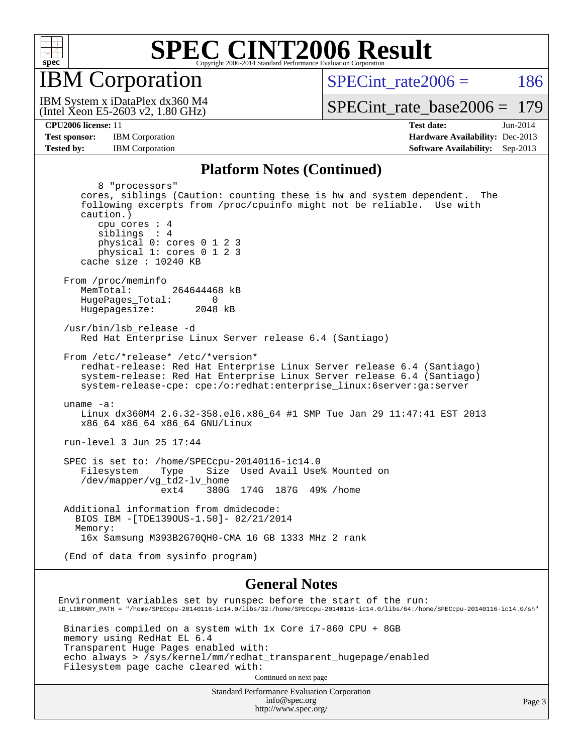# SPEC CINT2006 Result

Copyright 2006-2014 Standard Performance Evaluation Corporation

## IBM Corporation

IBM System x iDataPlex dx360 M4
(Intel Xeon E5-2603 v2, 1.80 GHz)

SPECint_rate2006 = 186

SPECint_rate_base2006 = 179

**CPU2006 license:** 11
**Test sponsor:** IBM Corporation
**Tested by:** IBM Corporation

**Test date:** Jun-2014
**Hardware Availability:** Dec-2013
**Software Availability:** Sep-2013

### Platform Notes (Continued)

```
        8 "processors"
     cores, siblings (Caution: counting these is hw and system dependent.  The
     following excerpts from /proc/cpuinfo might not be reliable.  Use with
     caution.)
        cpu cores : 4
        siblings  : 4
        physical 0: cores 0 1 2 3
        physical 1: cores 0 1 2 3
     cache size : 10240 KB

  From /proc/meminfo
     MemTotal:       264644468 kB
     HugePages_Total:       0
     Hugepagesize:       2048 kB

  /usr/bin/lsb_release -d
     Red Hat Enterprise Linux Server release 6.4 (Santiago)

  From /etc/*release* /etc/*version*
     redhat-release: Red Hat Enterprise Linux Server release 6.4 (Santiago)
     system-release: Red Hat Enterprise Linux Server release 6.4 (Santiago)
     system-release-cpe: cpe:/o:redhat:enterprise_linux:6server:ga:server

  uname -a:
     Linux dx360M4 2.6.32-358.el6.x86_64 #1 SMP Tue Jan 29 11:47:41 EST 2013
     x86_64 x86_64 x86_64 GNU/Linux

  run-level 3 Jun 25 17:44

  SPEC is set to: /home/SPECcpu-20140116-ic14.0
     Filesystem     Type    Size  Used Avail Use% Mounted on
     /dev/mapper/vg_td2-lv_home
                    ext4    380G  174G  187G  49% /home

  Additional information from dmidecode:
    BIOS IBM -[TDE139OUS-1.50]- 02/21/2014
    Memory:
     16x Samsung M393B2G70QH0-CMA 16 GB 1333 MHz 2 rank

  (End of data from sysinfo program)
```

### General Notes

```
Environment variables set by runspec before the start of the run:
LD_LIBRARY_PATH = "/home/SPECcpu-20140116-ic14.0/libs/32:/home/SPECcpu-20140116-ic14.0/libs/64:/home/SPECcpu-20140116-ic14.0/sh"

 Binaries compiled on a system with 1x Core i7-860 CPU + 8GB
 memory using RedHat EL 6.4
 Transparent Huge Pages enabled with:
 echo always > /sys/kernel/mm/redhat_transparent_hugepage/enabled
 Filesystem page cache cleared with:
```

Continued on next page

Standard Performance Evaluation Corporation
info@spec.org
http://www.spec.org/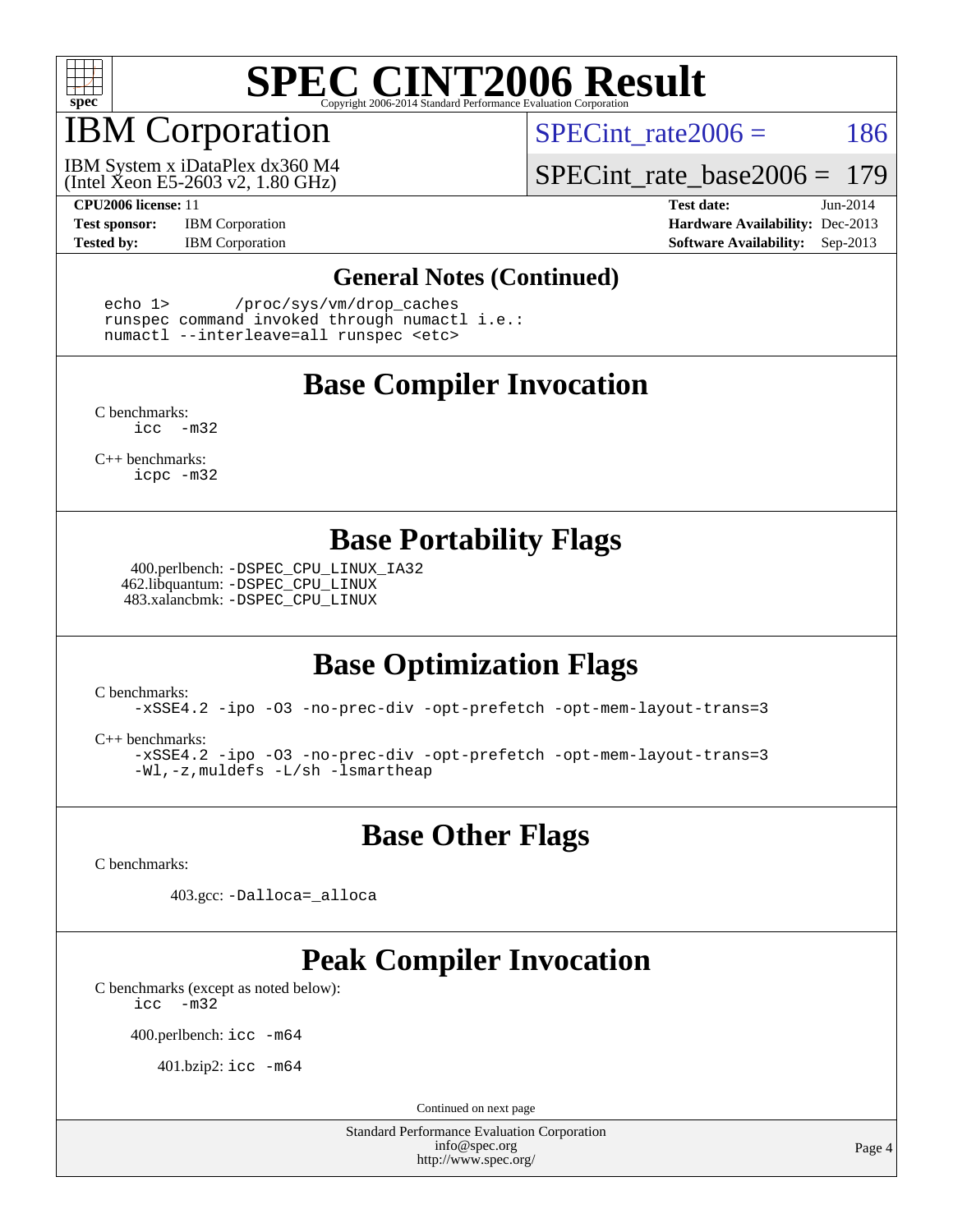# SPEC CINT2006 Result

Copyright 2006-2014 Standard Performance Evaluation Corporation

## IBM Corporation

IBM System x iDataPlex dx360 M4
(Intel Xeon E5-2603 v2, 1.80 GHz)

SPECint_rate2006 = 186

SPECint_rate_base2006 = 179

**CPU2006 license:** 11
**Test sponsor:** IBM Corporation
**Tested by:** IBM Corporation

**Test date:** Jun-2014
**Hardware Availability:** Dec-2013
**Software Availability:** Sep-2013

### General Notes (Continued)

```
echo 1>       /proc/sys/vm/drop_caches
runspec command invoked through numactl i.e.:
numactl --interleave=all runspec <etc>
```

## Base Compiler Invocation

C benchmarks:
```
icc  -m32
```

C++ benchmarks:
```
icpc -m32
```

## Base Portability Flags

400.perlbench: `-DSPEC_CPU_LINUX_IA32`
462.libquantum: `-DSPEC_CPU_LINUX`
483.xalancbmk: `-DSPEC_CPU_LINUX`

## Base Optimization Flags

C benchmarks:
```
-xSSE4.2 -ipo -O3 -no-prec-div -opt-prefetch -opt-mem-layout-trans=3
```

C++ benchmarks:
```
-xSSE4.2 -ipo -O3 -no-prec-div -opt-prefetch -opt-mem-layout-trans=3
-Wl,-z,muldefs -L/sh -lsmartheap
```

## Base Other Flags

C benchmarks:

403.gcc: `-Dalloca=_alloca`

## Peak Compiler Invocation

C benchmarks (except as noted below):
```
icc  -m32
```

400.perlbench: `icc -m64`

401.bzip2: `icc -m64`

Continued on next page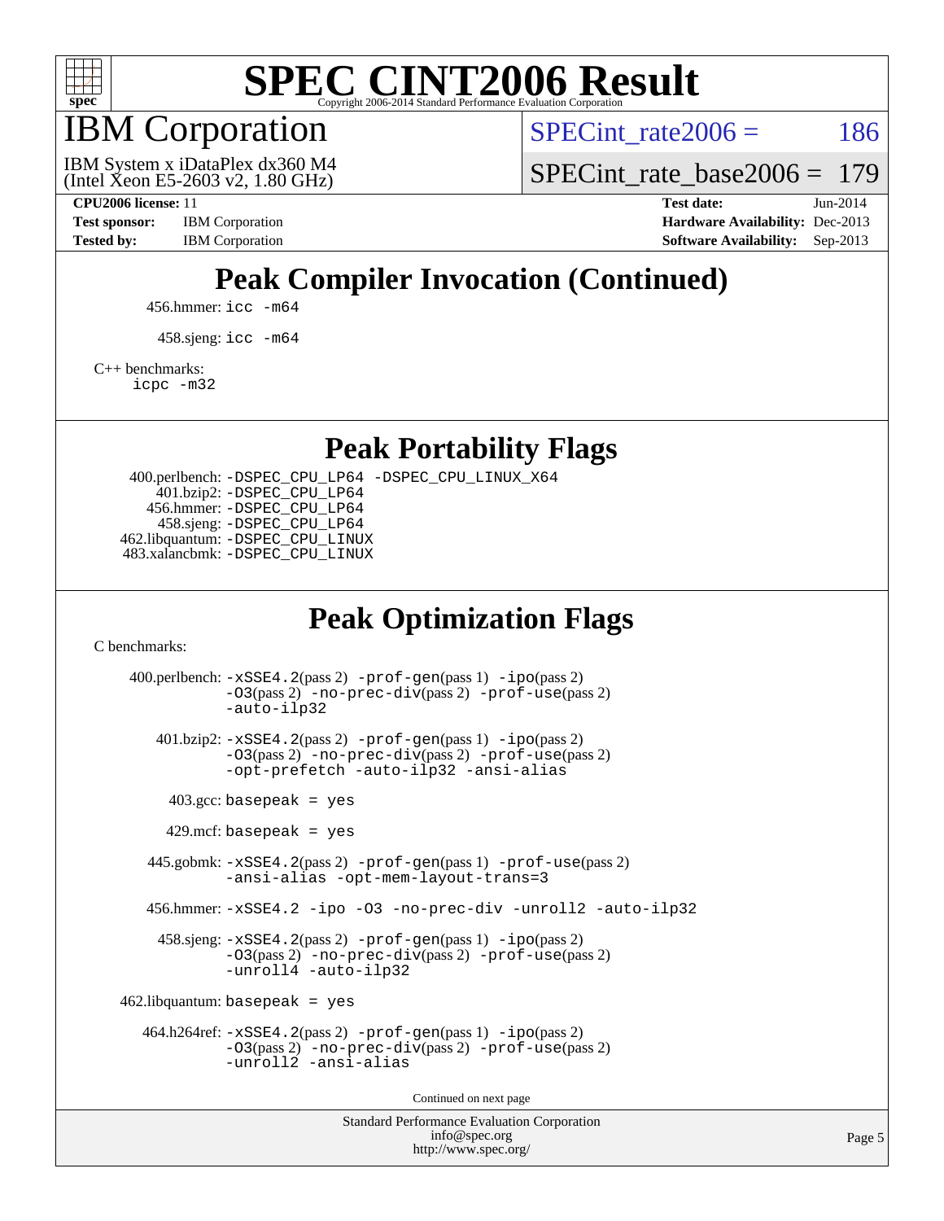# SPEC CINT2006 Result

Copyright 2006-2014 Standard Performance Evaluation Corporation

## IBM Corporation

IBM System x iDataPlex dx360 M4
(Intel Xeon E5-2603 v2, 1.80 GHz)

SPECint_rate2006 = 186

SPECint_rate_base2006 = 179

**CPU2006 license:** 11
**Test sponsor:** IBM Corporation
**Tested by:** IBM Corporation

**Test date:** Jun-2014
**Hardware Availability:** Dec-2013
**Software Availability:** Sep-2013

## Peak Compiler Invocation (Continued)

456.hmmer: `icc -m64`

458.sjeng: `icc -m64`

C++ benchmarks:
`icpc -m32`

## Peak Portability Flags

400.perlbench: `-DSPEC_CPU_LP64 -DSPEC_CPU_LINUX_X64`
401.bzip2: `-DSPEC_CPU_LP64`
456.hmmer: `-DSPEC_CPU_LP64`
458.sjeng: `-DSPEC_CPU_LP64`
462.libquantum: `-DSPEC_CPU_LINUX`
483.xalancbmk: `-DSPEC_CPU_LINUX`

## Peak Optimization Flags

C benchmarks:

400.perlbench: `-xSSE4.2`(pass 2) `-prof-gen`(pass 1) `-ipo`(pass 2) `-O3`(pass 2) `-no-prec-div`(pass 2) `-prof-use`(pass 2) `-auto-ilp32`

401.bzip2: `-xSSE4.2`(pass 2) `-prof-gen`(pass 1) `-ipo`(pass 2) `-O3`(pass 2) `-no-prec-div`(pass 2) `-prof-use`(pass 2) `-opt-prefetch -auto-ilp32 -ansi-alias`

403.gcc: `basepeak = yes`

429.mcf: `basepeak = yes`

445.gobmk: `-xSSE4.2`(pass 2) `-prof-gen`(pass 1) `-prof-use`(pass 2) `-ansi-alias -opt-mem-layout-trans=3`

456.hmmer: `-xSSE4.2 -ipo -O3 -no-prec-div -unroll2 -auto-ilp32`

458.sjeng: `-xSSE4.2`(pass 2) `-prof-gen`(pass 1) `-ipo`(pass 2) `-O3`(pass 2) `-no-prec-div`(pass 2) `-prof-use`(pass 2) `-unroll4 -auto-ilp32`

462.libquantum: `basepeak = yes`

464.h264ref: `-xSSE4.2`(pass 2) `-prof-gen`(pass 1) `-ipo`(pass 2) `-O3`(pass 2) `-no-prec-div`(pass 2) `-prof-use`(pass 2) `-unroll2 -ansi-alias`

Continued on next page

Standard Performance Evaluation Corporation
info@spec.org
http://www.spec.org/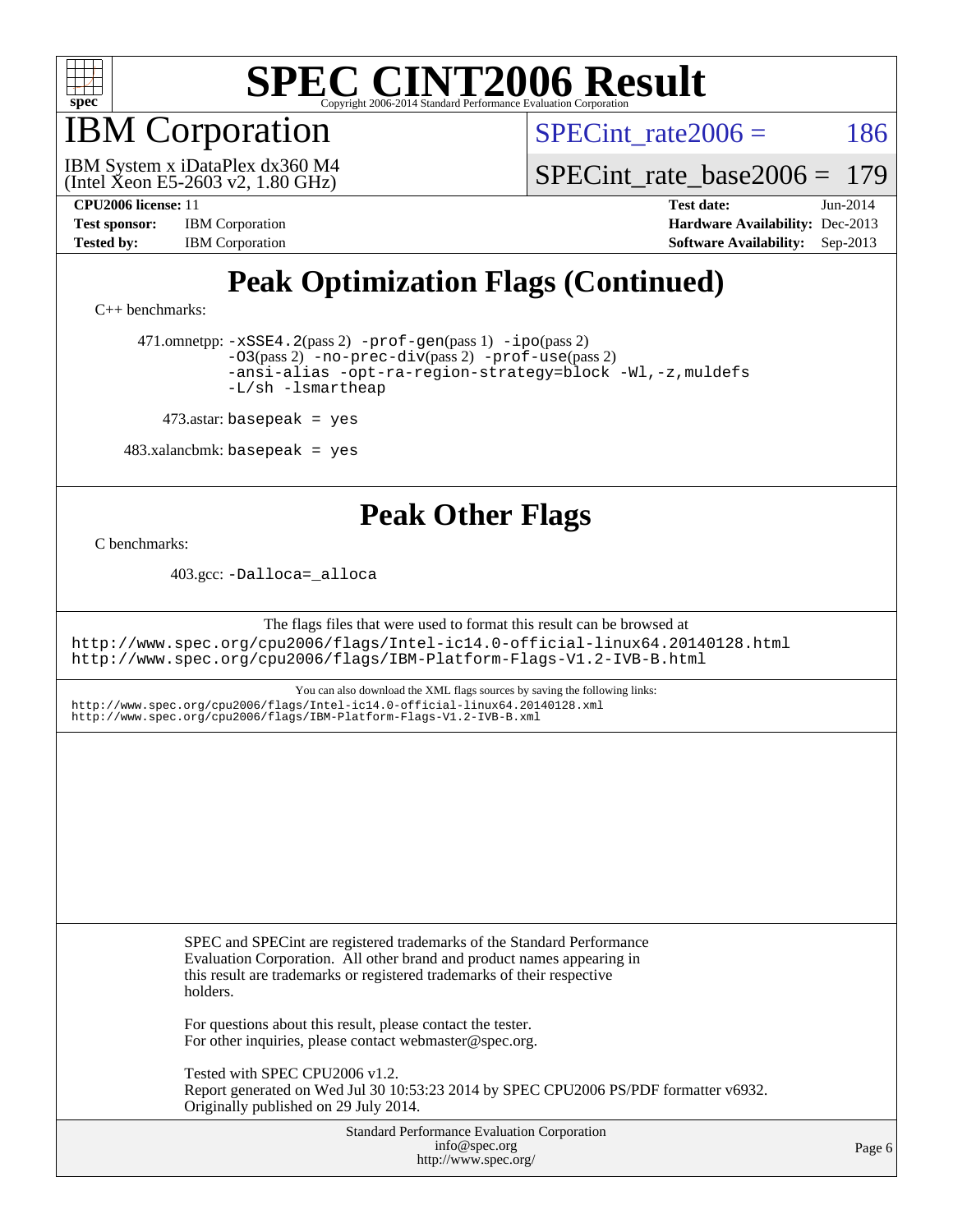# SPEC CINT2006 Result

Copyright 2006-2014 Standard Performance Evaluation Corporation

## IBM Corporation

IBM System x iDataPlex dx360 M4
(Intel Xeon E5-2603 v2, 1.80 GHz)

SPECint_rate2006 = 186

SPECint_rate_base2006 = 179

**CPU2006 license:** 11
**Test sponsor:** IBM Corporation
**Tested by:** IBM Corporation

**Test date:** Jun-2014
**Hardware Availability:** Dec-2013
**Software Availability:** Sep-2013

## Peak Optimization Flags (Continued)

C++ benchmarks:

471.omnetpp: `-xSSE4.2`(pass 2) `-prof-gen`(pass 1) `-ipo`(pass 2) `-O3`(pass 2) `-no-prec-div`(pass 2) `-prof-use`(pass 2) `-ansi-alias` `-opt-ra-region-strategy=block` `-Wl,-z,muldefs` `-L/sh` `-lsmartheap`

473.astar: `basepeak = yes`

483.xalancbmk: `basepeak = yes`

## Peak Other Flags

C benchmarks:

403.gcc: `-Dalloca=_alloca`

The flags files that were used to format this result can be browsed at
http://www.spec.org/cpu2006/flags/Intel-ic14.0-official-linux64.20140128.html
http://www.spec.org/cpu2006/flags/IBM-Platform-Flags-V1.2-IVB-B.html

You can also download the XML flags sources by saving the following links:
http://www.spec.org/cpu2006/flags/Intel-ic14.0-official-linux64.20140128.xml
http://www.spec.org/cpu2006/flags/IBM-Platform-Flags-V1.2-IVB-B.xml

SPEC and SPECint are registered trademarks of the Standard Performance Evaluation Corporation. All other brand and product names appearing in this result are trademarks or registered trademarks of their respective holders.

For questions about this result, please contact the tester.
For other inquiries, please contact webmaster@spec.org.

Tested with SPEC CPU2006 v1.2.
Report generated on Wed Jul 30 10:53:23 2014 by SPEC CPU2006 PS/PDF formatter v6932.
Originally published on 29 July 2014.

Standard Performance Evaluation Corporation
info@spec.org
http://www.spec.org/